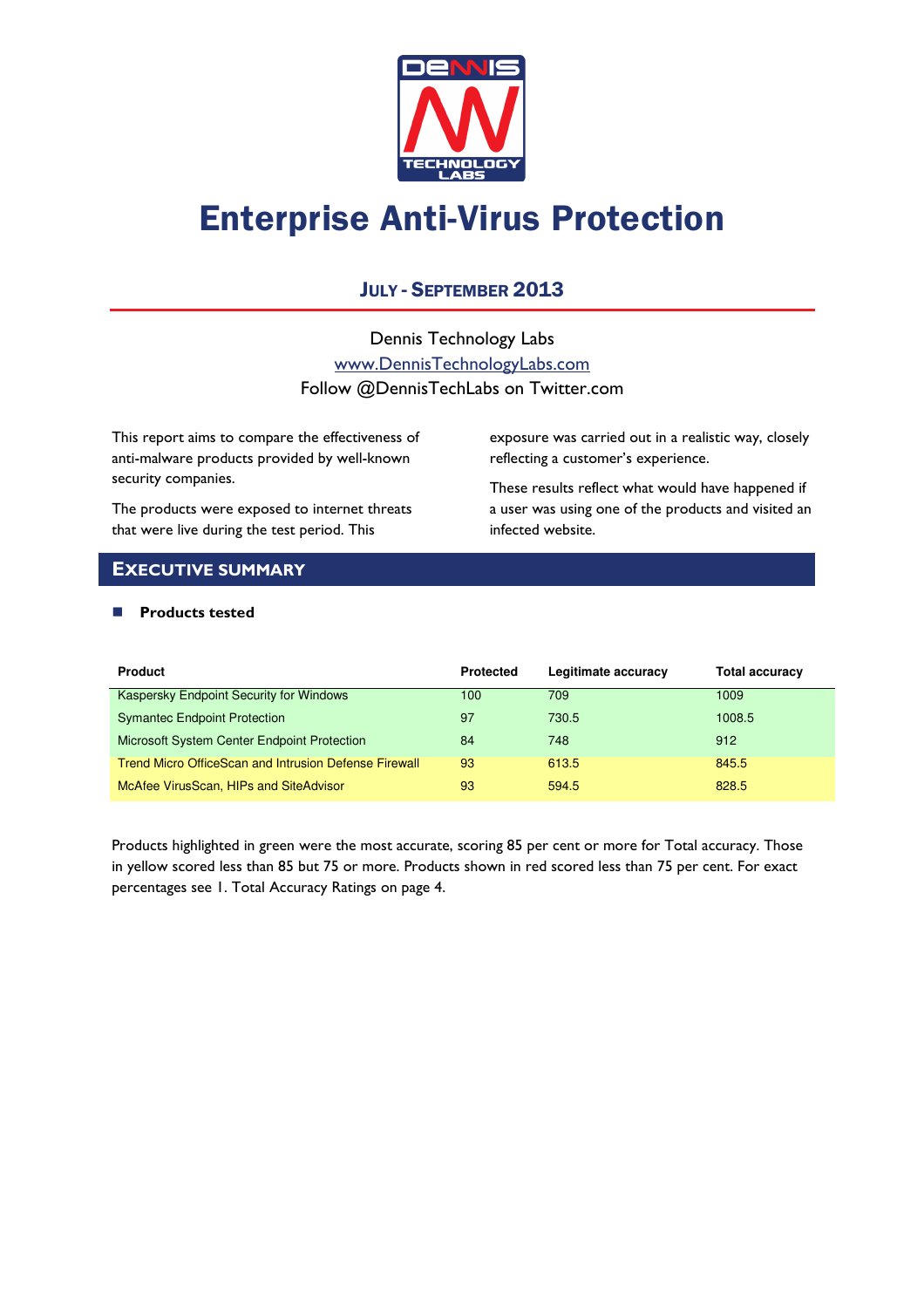# Enterprise Anti-Virus Protection

## July - September 2013

Dennis Technology Labs
www.DennisTechnologyLabs.com
Follow @DennisTechLabs on Twitter.com

This report aims to compare the effectiveness of anti-malware products provided by well-known security companies.

The products were exposed to internet threats that were live during the test period. This exposure was carried out in a realistic way, closely reflecting a customer's experience.

These results reflect what would have happened if a user was using one of the products and visited an infected website.

## Executive Summary

- **Products tested**

| Product | Protected | Legitimate accuracy | Total accuracy |
|---|---|---|---|
| Kaspersky Endpoint Security for Windows | 100 | 709 | 1009 |
| Symantec Endpoint Protection | 97 | 730.5 | 1008.5 |
| Microsoft System Center Endpoint Protection | 84 | 748 | 912 |
| Trend Micro OfficeScan and Intrusion Defense Firewall | 93 | 613.5 | 845.5 |
| McAfee VirusScan, HIPs and SiteAdvisor | 93 | 594.5 | 828.5 |

Products highlighted in green were the most accurate, scoring 85 per cent or more for Total accuracy. Those in yellow scored less than 85 but 75 or more. Products shown in red scored less than 75 per cent. For exact percentages see 1. Total Accuracy Ratings on page 4.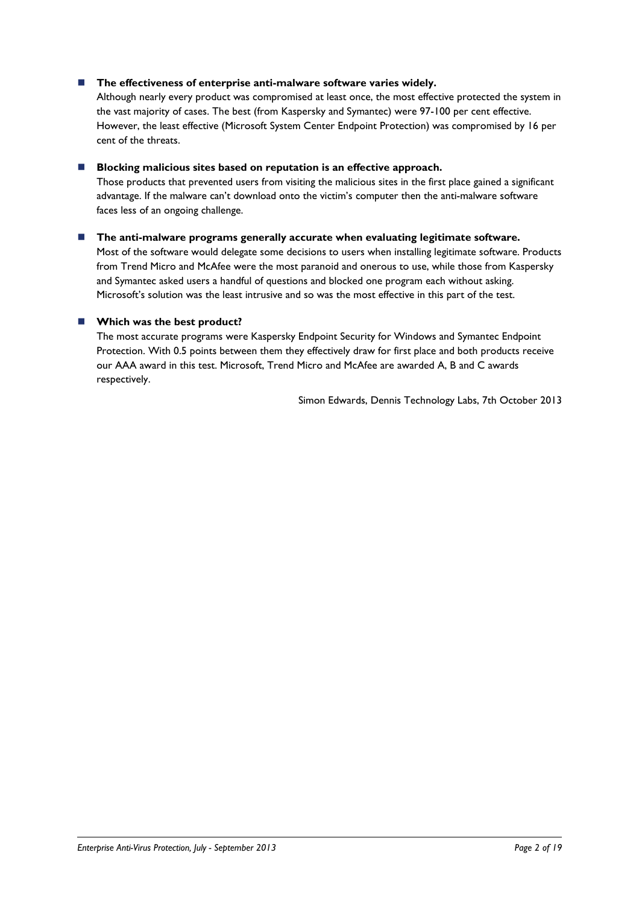- **The effectiveness of enterprise anti-malware software varies widely.**
  Although nearly every product was compromised at least once, the most effective protected the system in the vast majority of cases. The best (from Kaspersky and Symantec) were 97-100 per cent effective. However, the least effective (Microsoft System Center Endpoint Protection) was compromised by 16 per cent of the threats.

- **Blocking malicious sites based on reputation is an effective approach.**
  Those products that prevented users from visiting the malicious sites in the first place gained a significant advantage. If the malware can't download onto the victim's computer then the anti-malware software faces less of an ongoing challenge.

- **The anti-malware programs generally accurate when evaluating legitimate software.**
  Most of the software would delegate some decisions to users when installing legitimate software. Products from Trend Micro and McAfee were the most paranoid and onerous to use, while those from Kaspersky and Symantec asked users a handful of questions and blocked one program each without asking. Microsoft's solution was the least intrusive and so was the most effective in this part of the test.

- **Which was the best product?**
  The most accurate programs were Kaspersky Endpoint Security for Windows and Symantec Endpoint Protection. With 0.5 points between them they effectively draw for first place and both products receive our AAA award in this test. Microsoft, Trend Micro and McAfee are awarded A, B and C awards respectively.

Simon Edwards, Dennis Technology Labs, 7th October 2013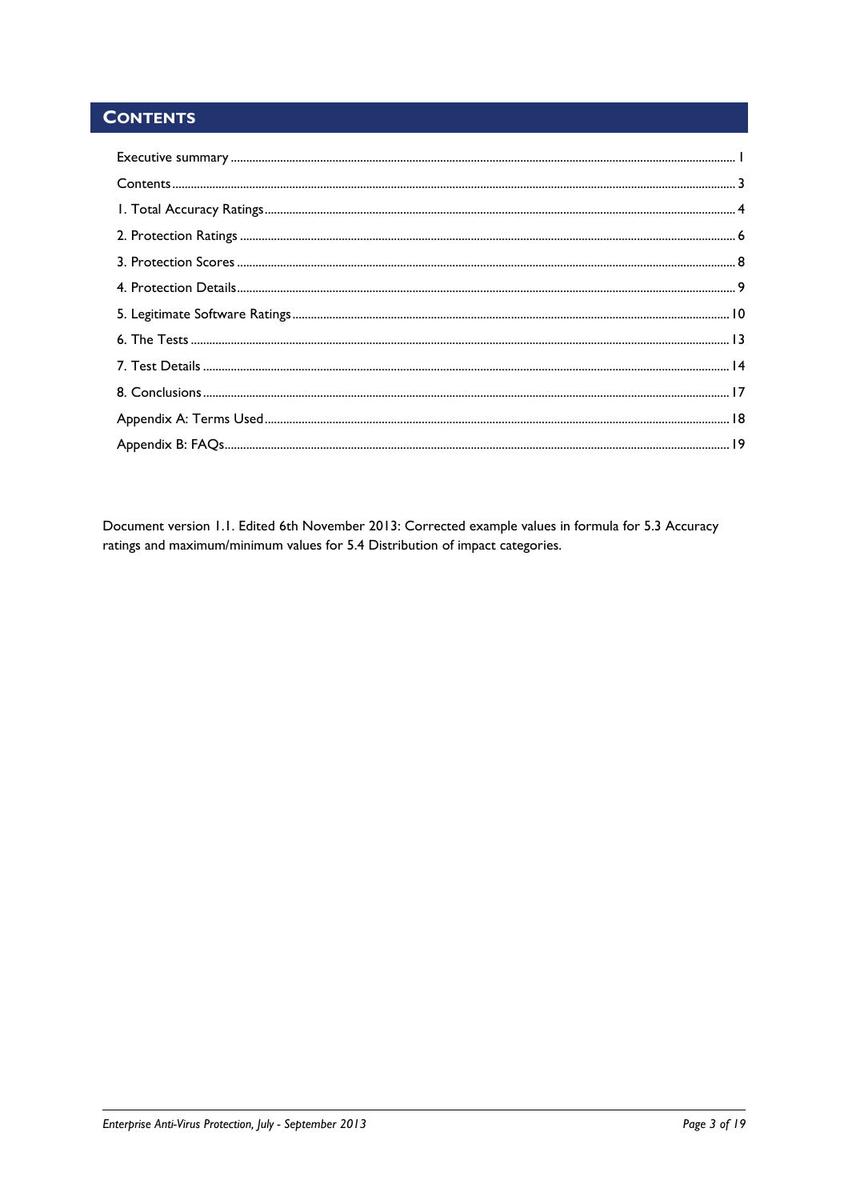# CONTENTS

Executive summary ..... 1

Contents ..... 3

1. Total Accuracy Ratings ..... 4

2. Protection Ratings ..... 6

3. Protection Scores ..... 8

4. Protection Details ..... 9

5. Legitimate Software Ratings ..... 10

6. The Tests ..... 13

7. Test Details ..... 14

8. Conclusions ..... 17

Appendix A: Terms Used ..... 18

Appendix B: FAQs ..... 19

Document version 1.1. Edited 6th November 2013: Corrected example values in formula for 5.3 Accuracy ratings and maximum/minimum values for 5.4 Distribution of impact categories.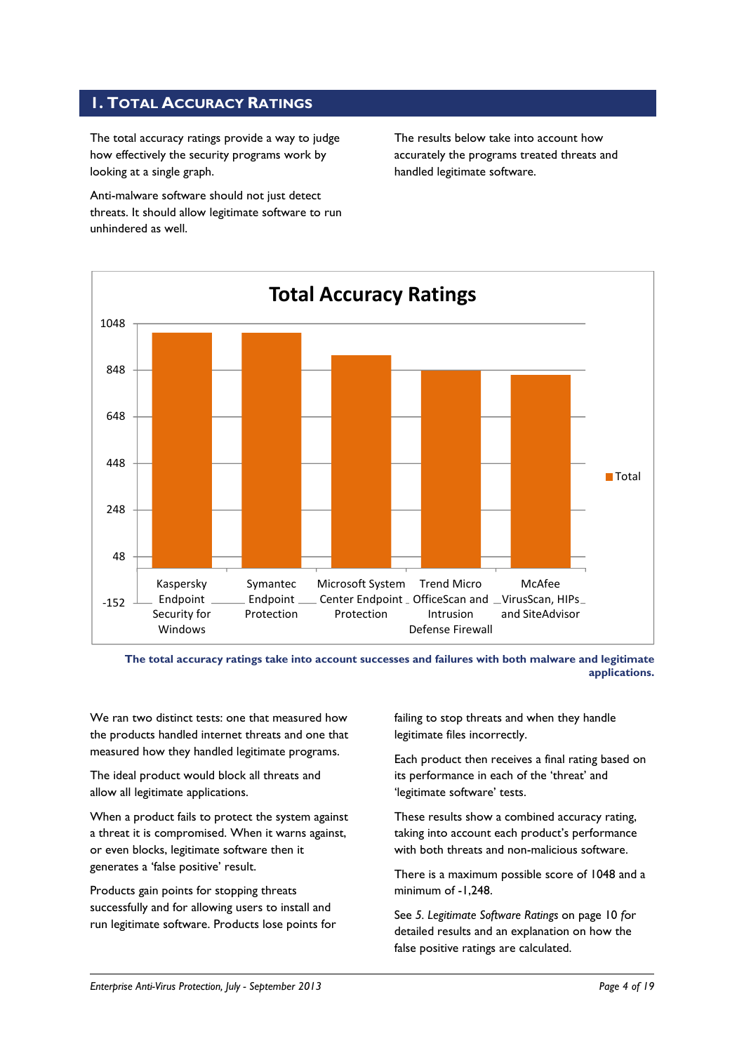## 1. Total Accuracy Ratings

The total accuracy ratings provide a way to judge how effectively the security programs work by looking at a single graph.

Anti-malware software should not just detect threats. It should allow legitimate software to run unhindered as well.

The results below take into account how accurately the programs treated threats and handled legitimate software.

Total Accuracy Ratings

1048
848
648
448
248
48
-152

Kaspersky Endpoint Security for Windows
Symantec Endpoint Protection
Microsoft System Center Endpoint Protection
Trend Micro OfficeScan and Intrusion Defense Firewall
McAfee VirusScan, HIPs and SiteAdvisor

Total

**The total accuracy ratings take into account successes and failures with both malware and legitimate applications.**

We ran two distinct tests: one that measured how the products handled internet threats and one that measured how they handled legitimate programs.

The ideal product would block all threats and allow all legitimate applications.

When a product fails to protect the system against a threat it is compromised. When it warns against, or even blocks, legitimate software then it generates a 'false positive' result.

Products gain points for stopping threats successfully and for allowing users to install and run legitimate software. Products lose points for failing to stop threats and when they handle legitimate files incorrectly.

Each product then receives a final rating based on its performance in each of the 'threat' and 'legitimate software' tests.

These results show a combined accuracy rating, taking into account each product's performance with both threats and non-malicious software.

There is a maximum possible score of 1048 and a minimum of -1,248.

See *5. Legitimate Software Ratings* on page 10 *for* detailed results and an explanation on how the false positive ratings are calculated.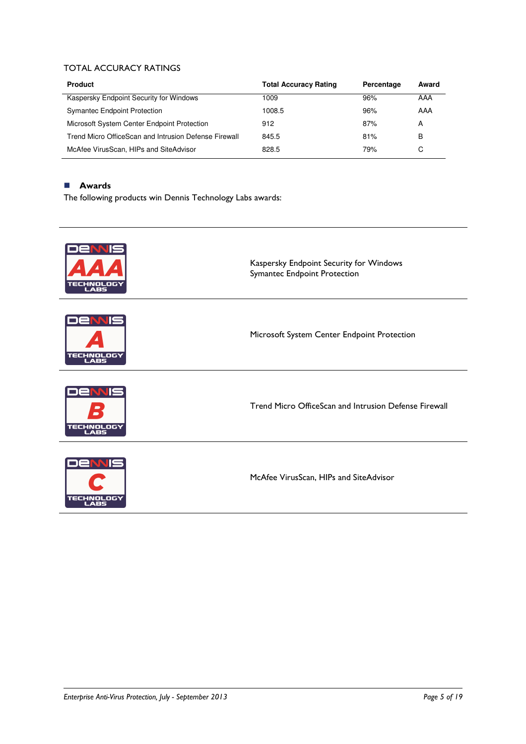## TOTAL ACCURACY RATINGS

| Product | Total Accuracy Rating | Percentage | Award |
|---|---|---|---|
| Kaspersky Endpoint Security for Windows | 1009 | 96% | AAA |
| Symantec Endpoint Protection | 1008.5 | 96% | AAA |
| Microsoft System Center Endpoint Protection | 912 | 87% | A |
| Trend Micro OfficeScan and Intrusion Defense Firewall | 845.5 | 81% | B |
| McAfee VirusScan, HIPs and SiteAdvisor | 828.5 | 79% | C |

### Awards

The following products win Dennis Technology Labs awards:

| Award | Products |
|---|---|
| DENNIS AAA TECHNOLOGY LABS | Kaspersky Endpoint Security for Windows<br>Symantec Endpoint Protection |
| DENNIS A TECHNOLOGY LABS | Microsoft System Center Endpoint Protection |
| DENNIS B TECHNOLOGY LABS | Trend Micro OfficeScan and Intrusion Defense Firewall |
| DENNIS C TECHNOLOGY LABS | McAfee VirusScan, HIPs and SiteAdvisor |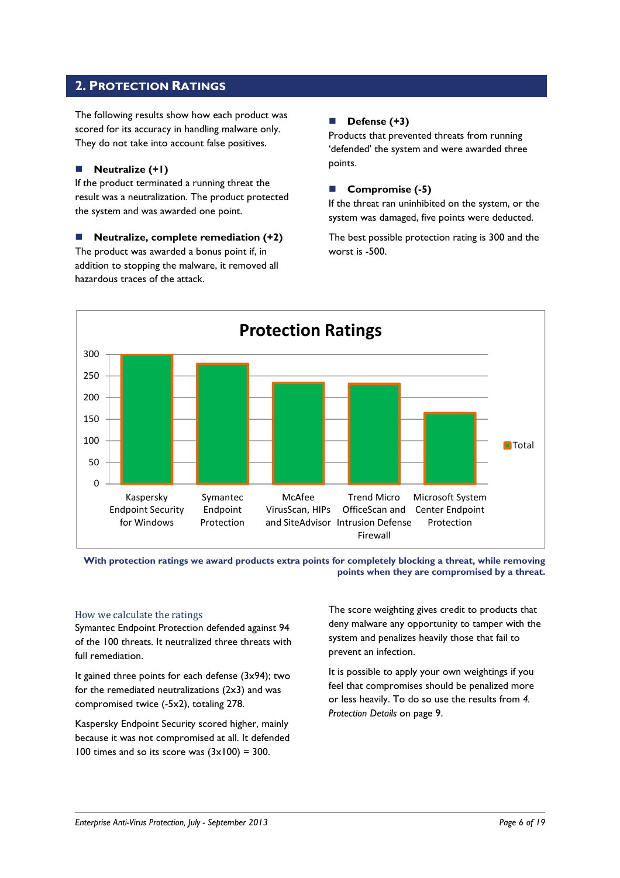## 2. Protection Ratings

The following results show how each product was scored for its accuracy in handling malware only. They do not take into account false positives.

- **Neutralize (+1)**

If the product terminated a running threat the result was a neutralization. The product protected the system and was awarded one point.

- **Neutralize, complete remediation (+2)**

The product was awarded a bonus point if, in addition to stopping the malware, it removed all hazardous traces of the attack.

- **Defense (+3)**

Products that prevented threats from running 'defended' the system and were awarded three points.

- **Compromise (-5)**

If the threat ran uninhibited on the system, or the system was damaged, five points were deducted.

The best possible protection rating is 300 and the worst is -500.

Protection Ratings

300
250
200
150
100
50
0

Kaspersky Endpoint Security for Windows
Symantec Endpoint Protection
McAfee VirusScan, HIPs and SiteAdvisor
Trend Micro OfficeScan and Intrusion Defense Firewall
Microsoft System Center Endpoint Protection

Total

**With protection ratings we award products extra points for completely blocking a threat, while removing points when they are compromised by a threat.**

### How we calculate the ratings

Symantec Endpoint Protection defended against 94 of the 100 threats. It neutralized three threats with full remediation.

It gained three points for each defense (3x94); two for the remediated neutralizations (2x3) and was compromised twice (-5x2), totaling 278.

Kaspersky Endpoint Security scored higher, mainly because it was not compromised at all. It defended 100 times and so its score was (3x100) = 300.

The score weighting gives credit to products that deny malware any opportunity to tamper with the system and penalizes heavily those that fail to prevent an infection.

It is possible to apply your own weightings if you feel that compromises should be penalized more or less heavily. To do so use the results from *4. Protection Details* on page 9.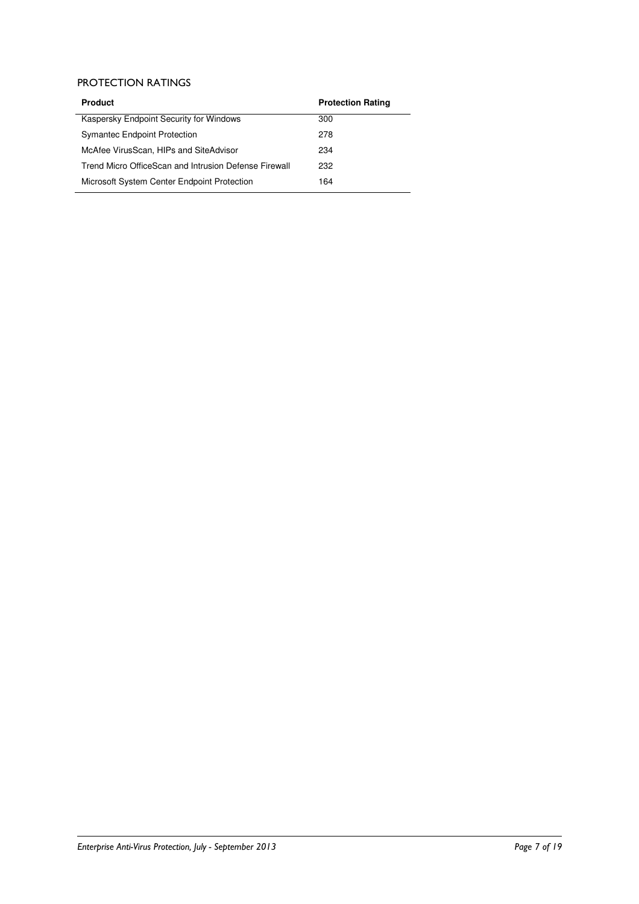## PROTECTION RATINGS

| Product | Protection Rating |
|---|---|
| Kaspersky Endpoint Security for Windows | 300 |
| Symantec Endpoint Protection | 278 |
| McAfee VirusScan, HIPs and SiteAdvisor | 234 |
| Trend Micro OfficeScan and Intrusion Defense Firewall | 232 |
| Microsoft System Center Endpoint Protection | 164 |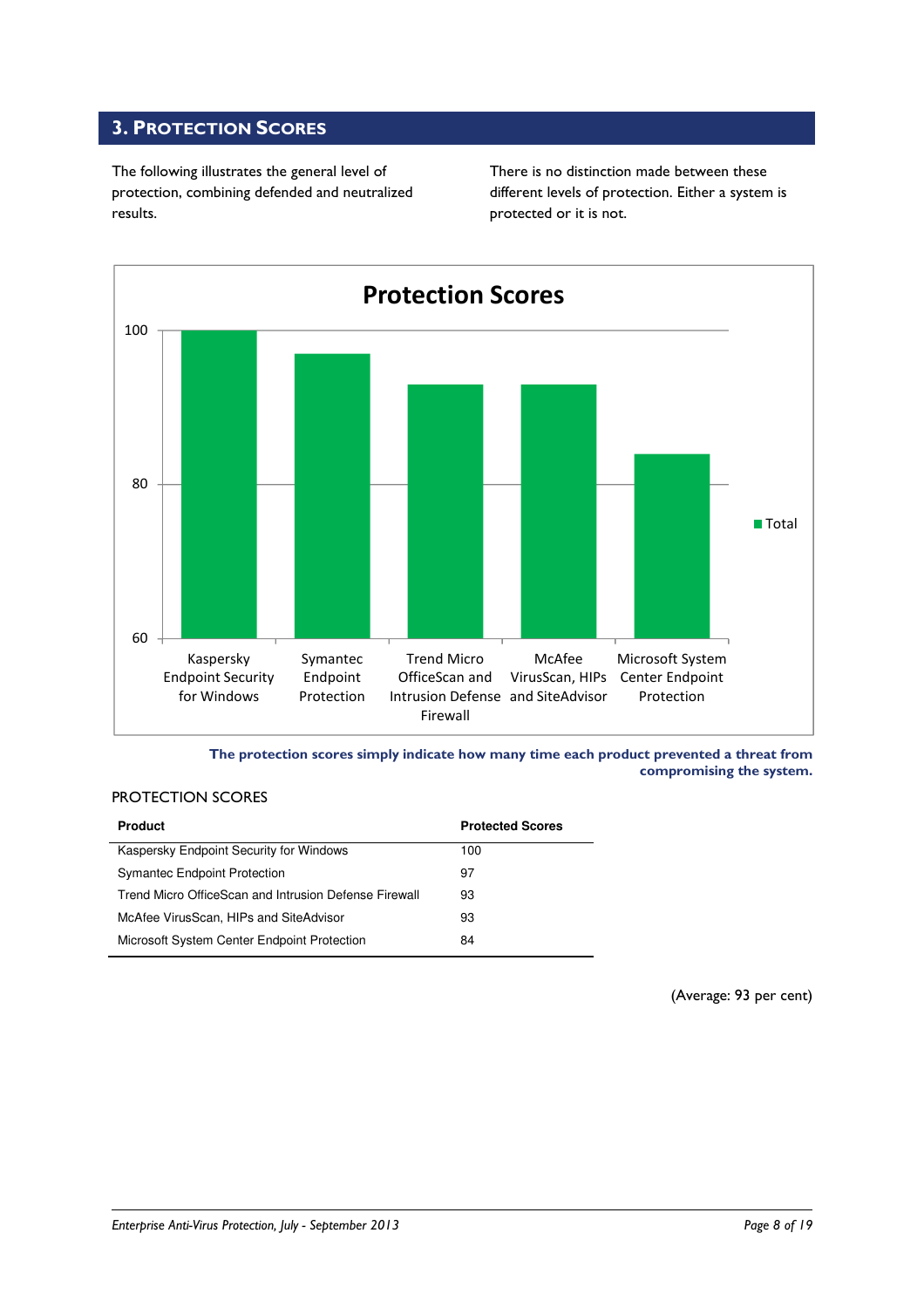## 3. Protection Scores

The following illustrates the general level of protection, combining defended and neutralized results.

There is no distinction made between these different levels of protection. Either a system is protected or it is not.

Protection Scores

100
80
60

Kaspersky Endpoint Security for Windows
Symantec Endpoint Protection
Trend Micro OfficeScan and Intrusion Defense Firewall
McAfee VirusScan, HIPs and SiteAdvisor
Microsoft System Center Endpoint Protection

Total

**The protection scores simply indicate how many time each product prevented a threat from compromising the system.**

PROTECTION SCORES

| Product | Protected Scores |
|---|---|
| Kaspersky Endpoint Security for Windows | 100 |
| Symantec Endpoint Protection | 97 |
| Trend Micro OfficeScan and Intrusion Defense Firewall | 93 |
| McAfee VirusScan, HIPs and SiteAdvisor | 93 |
| Microsoft System Center Endpoint Protection | 84 |

(Average: 93 per cent)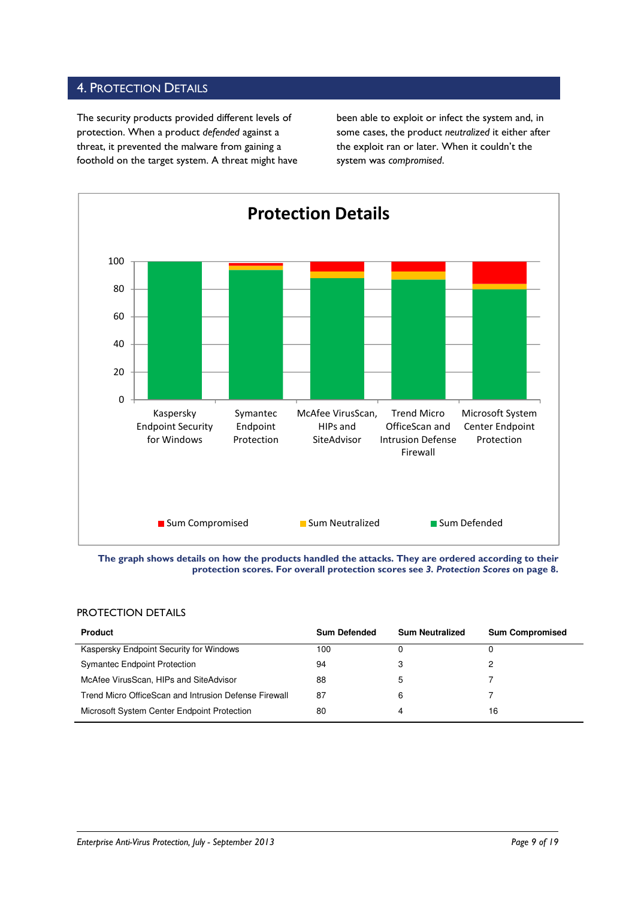## 4. Protection Details

The security products provided different levels of protection. When a product *defended* against a threat, it prevented the malware from gaining a foothold on the target system. A threat might have been able to exploit or infect the system and, in some cases, the product *neutralized* it either after the exploit ran or later. When it couldn't the system was *compromised*.

Protection Details

100
80
60
40
20
0

Kaspersky Endpoint Security for Windows
Symantec Endpoint Protection
McAfee VirusScan, HIPs and SiteAdvisor
Trend Micro OfficeScan and Intrusion Defense Firewall
Microsoft System Center Endpoint Protection

Sum Compromised
Sum Neutralized
Sum Defended

**The graph shows details on how the products handled the attacks. They are ordered according to their protection scores. For overall protection scores see *3. Protection Scores* on page 8.**

PROTECTION DETAILS

| Product | Sum Defended | Sum Neutralized | Sum Compromised |
|---|---|---|---|
| Kaspersky Endpoint Security for Windows | 100 | 0 | 0 |
| Symantec Endpoint Protection | 94 | 3 | 2 |
| McAfee VirusScan, HIPs and SiteAdvisor | 88 | 5 | 7 |
| Trend Micro OfficeScan and Intrusion Defense Firewall | 87 | 6 | 7 |
| Microsoft System Center Endpoint Protection | 80 | 4 | 16 |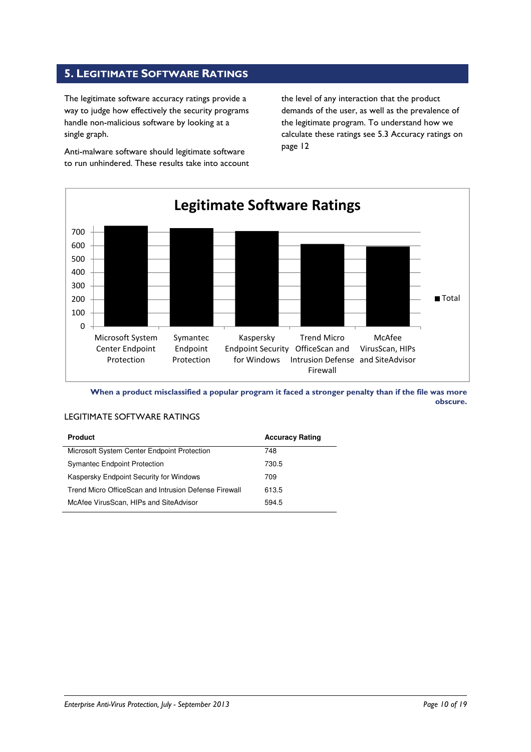## 5. Legitimate Software Ratings

The legitimate software accuracy ratings provide a way to judge how effectively the security programs handle non-malicious software by looking at a single graph.

Anti-malware software should legitimate software to run unhindered. These results take into account the level of any interaction that the product demands of the user, as well as the prevalence of the legitimate program. To understand how we calculate these ratings see 5.3 Accuracy ratings on page 12

Legitimate Software Ratings

700
600
500
400
300
200
100
0

Microsoft System Center Endpoint Protection
Symantec Endpoint Protection
Kaspersky Endpoint Security for Windows
Trend Micro OfficeScan and Intrusion Defense Firewall
McAfee VirusScan, HIPs and SiteAdvisor

Total

**When a product misclassified a popular program it faced a stronger penalty than if the file was more obscure.**

LEGITIMATE SOFTWARE RATINGS

| Product | Accuracy Rating |
|---|---|
| Microsoft System Center Endpoint Protection | 748 |
| Symantec Endpoint Protection | 730.5 |
| Kaspersky Endpoint Security for Windows | 709 |
| Trend Micro OfficeScan and Intrusion Defense Firewall | 613.5 |
| McAfee VirusScan, HIPs and SiteAdvisor | 594.5 |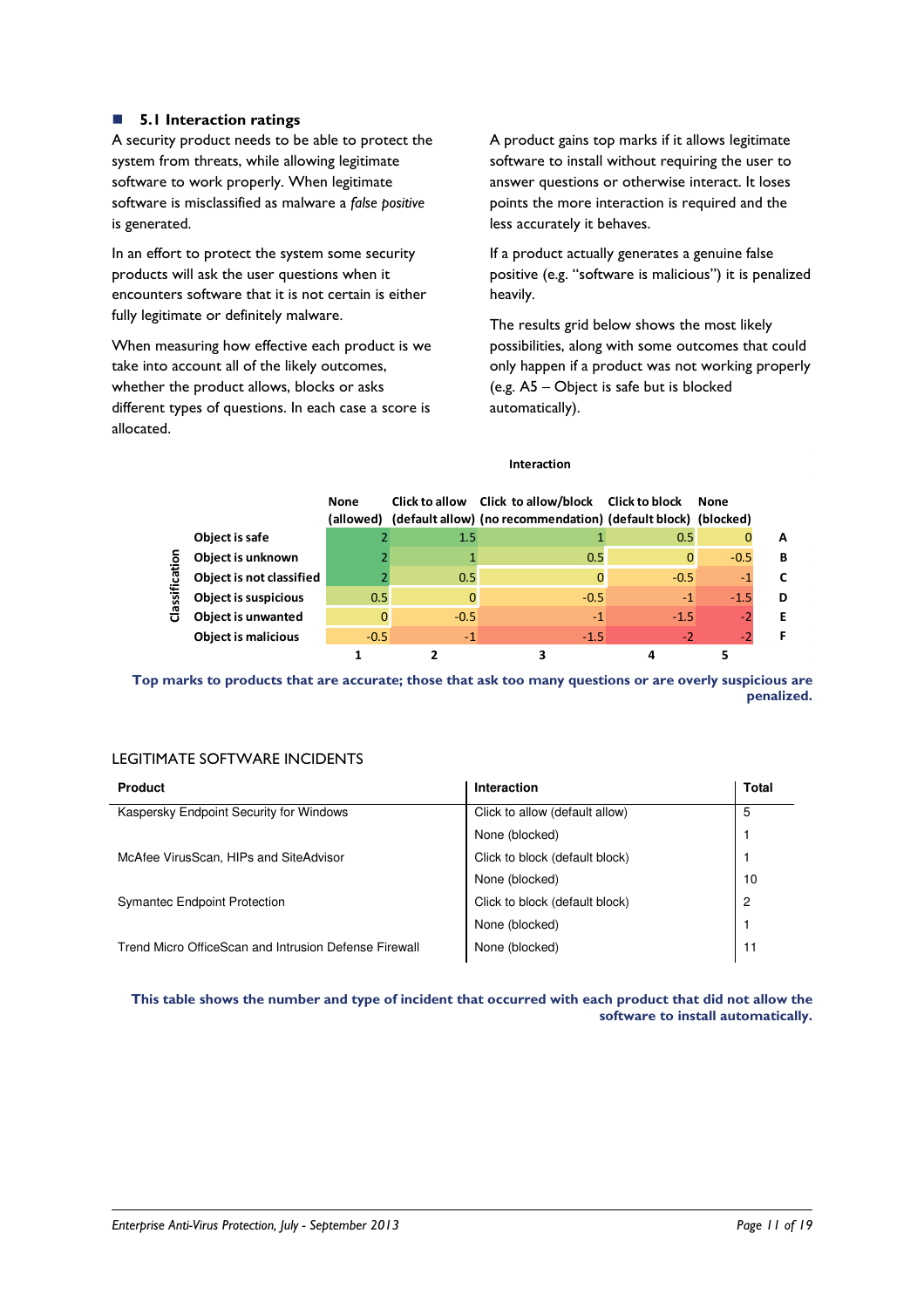### 5.1 Interaction ratings

A security product needs to be able to protect the system from threats, while allowing legitimate software to work properly. When legitimate software is misclassified as malware a *false positive* is generated.

In an effort to protect the system some security products will ask the user questions when it encounters software that it is not certain is either fully legitimate or definitely malware.

When measuring how effective each product is we take into account all of the likely outcomes, whether the product allows, blocks or asks different types of questions. In each case a score is allocated.

A product gains top marks if it allows legitimate software to install without requiring the user to answer questions or otherwise interact. It loses points the more interaction is required and the less accurately it behaves.

If a product actually generates a genuine false positive (e.g. "software is malicious") it is penalized heavily.

The results grid below shows the most likely possibilities, along with some outcomes that could only happen if a product was not working properly (e.g. A5 – Object is safe but is blocked automatically).

Interaction

| Classification | None (allowed) | Click to allow (default allow) | Click to allow/block (no recommendation) | Click to block (default block) | None (blocked) | |
|---|---|---|---|---|---|---|
| Object is safe | 2 | 1.5 | 1 | 0.5 | 0 | A |
| Object is unknown | 2 | 1 | 0.5 | 0 | -0.5 | B |
| Object is not classified | 2 | 0.5 | 0 | -0.5 | -1 | C |
| Object is suspicious | 0.5 | 0 | -0.5 | -1 | -1.5 | D |
| Object is unwanted | 0 | -0.5 | -1 | -1.5 | -2 | E |
| Object is malicious | -0.5 | -1 | -1.5 | -2 | -2 | F |
| | 1 | 2 | 3 | 4 | 5 | |

**Top marks to products that are accurate; those that ask too many questions or are overly suspicious are penalized.**

LEGITIMATE SOFTWARE INCIDENTS

| Product | Interaction | Total |
|---|---|---|
| Kaspersky Endpoint Security for Windows | Click to allow (default allow) | 5 |
| | None (blocked) | 1 |
| McAfee VirusScan, HIPs and SiteAdvisor | Click to block (default block) | 1 |
| | None (blocked) | 10 |
| Symantec Endpoint Protection | Click to block (default block) | 2 |
| | None (blocked) | 1 |
| Trend Micro OfficeScan and Intrusion Defense Firewall | None (blocked) | 11 |

**This table shows the number and type of incident that occurred with each product that did not allow the software to install automatically.**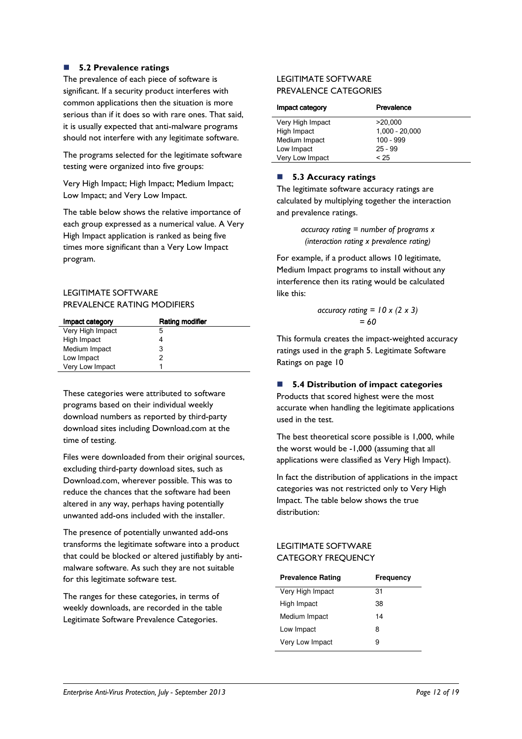## 5.2 Prevalence ratings

The prevalence of each piece of software is significant. If a security product interferes with common applications then the situation is more serious than if it does so with rare ones. That said, it is usually expected that anti-malware programs should not interfere with any legitimate software.

The programs selected for the legitimate software testing were organized into five groups:

Very High Impact; High Impact; Medium Impact; Low Impact; and Very Low Impact.

The table below shows the relative importance of each group expressed as a numerical value. A Very High Impact application is ranked as being five times more significant than a Very Low Impact program.

LEGITIMATE SOFTWARE PREVALENCE RATING MODIFIERS

| Impact category | Rating modifier |
|---|---|
| Very High Impact | 5 |
| High Impact | 4 |
| Medium Impact | 3 |
| Low Impact | 2 |
| Very Low Impact | 1 |

These categories were attributed to software programs based on their individual weekly download numbers as reported by third-party download sites including Download.com at the time of testing.

Files were downloaded from their original sources, excluding third-party download sites, such as Download.com, wherever possible. This was to reduce the chances that the software had been altered in any way, perhaps having potentially unwanted add-ons included with the installer.

The presence of potentially unwanted add-ons transforms the legitimate software into a product that could be blocked or altered justifiably by anti-malware software. As such they are not suitable for this legitimate software test.

The ranges for these categories, in terms of weekly downloads, are recorded in the table Legitimate Software Prevalence Categories.

LEGITIMATE SOFTWARE PREVALENCE CATEGORIES

| Impact category | Prevalence |
|---|---|
| Very High Impact | >20,000 |
| High Impact | 1,000 - 20,000 |
| Medium Impact | 100 - 999 |
| Low Impact | 25 - 99 |
| Very Low Impact | < 25 |

## 5.3 Accuracy ratings

The legitimate software accuracy ratings are calculated by multiplying together the interaction and prevalence ratings.

*accuracy rating = number of programs x (interaction rating x prevalence rating)*

For example, if a product allows 10 legitimate, Medium Impact programs to install without any interference then its rating would be calculated like this:

*accuracy rating = 10 x (2 x 3)*
*= 60*

This formula creates the impact-weighted accuracy ratings used in the graph 5. Legitimate Software Ratings on page 10

## 5.4 Distribution of impact categories

Products that scored highest were the most accurate when handling the legitimate applications used in the test.

The best theoretical score possible is 1,000, while the worst would be -1,000 (assuming that all applications were classified as Very High Impact).

In fact the distribution of applications in the impact categories was not restricted only to Very High Impact. The table below shows the true distribution:

LEGITIMATE SOFTWARE CATEGORY FREQUENCY

| Prevalence Rating | Frequency |
|---|---|
| Very High Impact | 31 |
| High Impact | 38 |
| Medium Impact | 14 |
| Low Impact | 8 |
| Very Low Impact | 9 |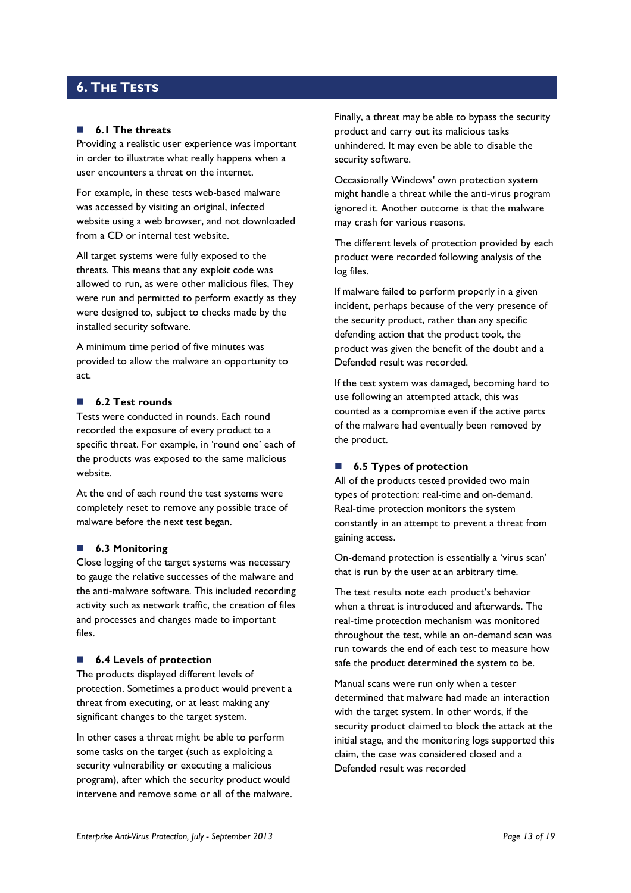## 6. The Tests

### 6.1 The threats

Providing a realistic user experience was important in order to illustrate what really happens when a user encounters a threat on the internet.

For example, in these tests web-based malware was accessed by visiting an original, infected website using a web browser, and not downloaded from a CD or internal test website.

All target systems were fully exposed to the threats. This means that any exploit code was allowed to run, as were other malicious files, They were run and permitted to perform exactly as they were designed to, subject to checks made by the installed security software.

A minimum time period of five minutes was provided to allow the malware an opportunity to act.

### 6.2 Test rounds

Tests were conducted in rounds. Each round recorded the exposure of every product to a specific threat. For example, in 'round one' each of the products was exposed to the same malicious website.

At the end of each round the test systems were completely reset to remove any possible trace of malware before the next test began.

### 6.3 Monitoring

Close logging of the target systems was necessary to gauge the relative successes of the malware and the anti-malware software. This included recording activity such as network traffic, the creation of files and processes and changes made to important files.

### 6.4 Levels of protection

The products displayed different levels of protection. Sometimes a product would prevent a threat from executing, or at least making any significant changes to the target system.

In other cases a threat might be able to perform some tasks on the target (such as exploiting a security vulnerability or executing a malicious program), after which the security product would intervene and remove some or all of the malware.

Finally, a threat may be able to bypass the security product and carry out its malicious tasks unhindered. It may even be able to disable the security software.

Occasionally Windows' own protection system might handle a threat while the anti-virus program ignored it. Another outcome is that the malware may crash for various reasons.

The different levels of protection provided by each product were recorded following analysis of the log files.

If malware failed to perform properly in a given incident, perhaps because of the very presence of the security product, rather than any specific defending action that the product took, the product was given the benefit of the doubt and a Defended result was recorded.

If the test system was damaged, becoming hard to use following an attempted attack, this was counted as a compromise even if the active parts of the malware had eventually been removed by the product.

### 6.5 Types of protection

All of the products tested provided two main types of protection: real-time and on-demand. Real-time protection monitors the system constantly in an attempt to prevent a threat from gaining access.

On-demand protection is essentially a 'virus scan' that is run by the user at an arbitrary time.

The test results note each product's behavior when a threat is introduced and afterwards. The real-time protection mechanism was monitored throughout the test, while an on-demand scan was run towards the end of each test to measure how safe the product determined the system to be.

Manual scans were run only when a tester determined that malware had made an interaction with the target system. In other words, if the security product claimed to block the attack at the initial stage, and the monitoring logs supported this claim, the case was considered closed and a Defended result was recorded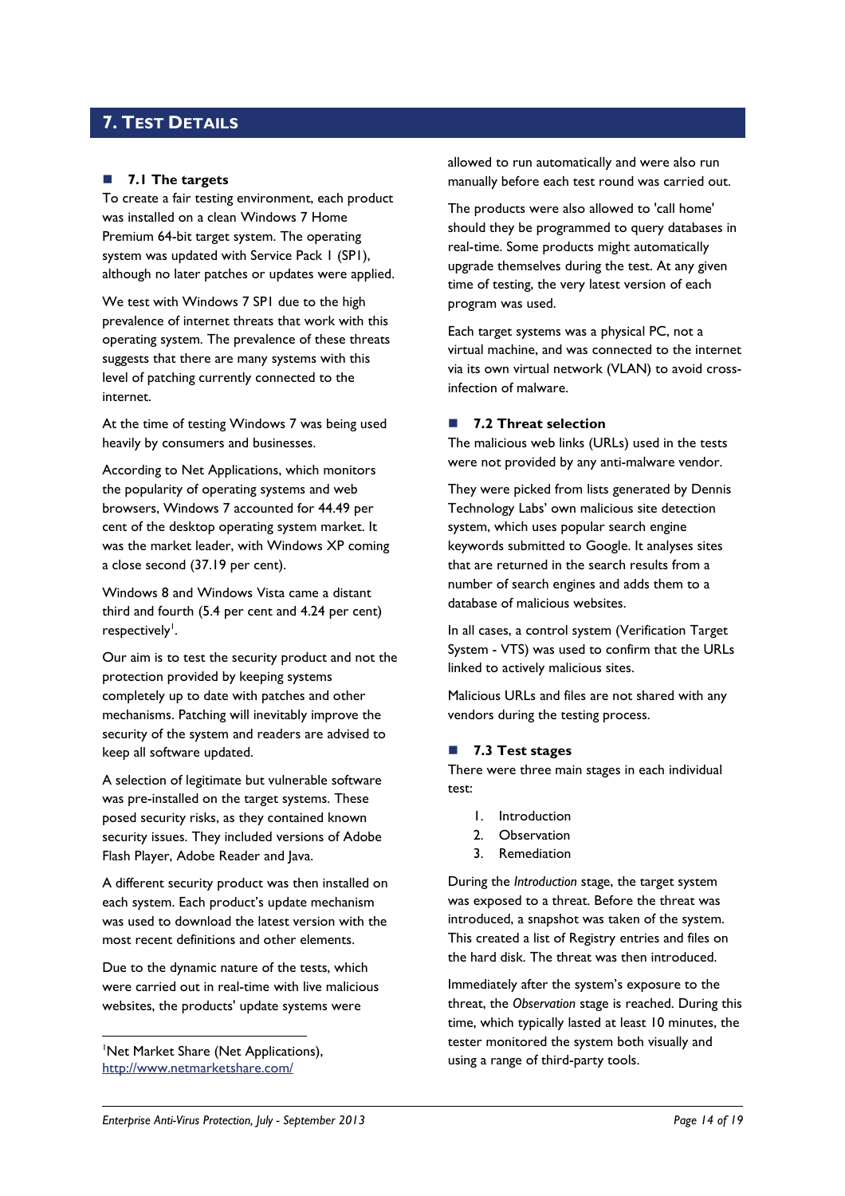# 7. Test Details

## 7.1 The targets

To create a fair testing environment, each product was installed on a clean Windows 7 Home Premium 64-bit target system. The operating system was updated with Service Pack 1 (SP1), although no later patches or updates were applied.

We test with Windows 7 SP1 due to the high prevalence of internet threats that work with this operating system. The prevalence of these threats suggests that there are many systems with this level of patching currently connected to the internet.

At the time of testing Windows 7 was being used heavily by consumers and businesses.

According to Net Applications, which monitors the popularity of operating systems and web browsers, Windows 7 accounted for 44.49 per cent of the desktop operating system market. It was the market leader, with Windows XP coming a close second (37.19 per cent).

Windows 8 and Windows Vista came a distant third and fourth (5.4 per cent and 4.24 per cent) respectively[1].

Our aim is to test the security product and not the protection provided by keeping systems completely up to date with patches and other mechanisms. Patching will inevitably improve the security of the system and readers are advised to keep all software updated.

A selection of legitimate but vulnerable software was pre-installed on the target systems. These posed security risks, as they contained known security issues. They included versions of Adobe Flash Player, Adobe Reader and Java.

A different security product was then installed on each system. Each product's update mechanism was used to download the latest version with the most recent definitions and other elements.

Due to the dynamic nature of the tests, which were carried out in real-time with live malicious websites, the products' update systems were allowed to run automatically and were also run manually before each test round was carried out.

The products were also allowed to 'call home' should they be programmed to query databases in real-time. Some products might automatically upgrade themselves during the test. At any given time of testing, the very latest version of each program was used.

Each target systems was a physical PC, not a virtual machine, and was connected to the internet via its own virtual network (VLAN) to avoid cross-infection of malware.

## 7.2 Threat selection

The malicious web links (URLs) used in the tests were not provided by any anti-malware vendor.

They were picked from lists generated by Dennis Technology Labs' own malicious site detection system, which uses popular search engine keywords submitted to Google. It analyses sites that are returned in the search results from a number of search engines and adds them to a database of malicious websites.

In all cases, a control system (Verification Target System - VTS) was used to confirm that the URLs linked to actively malicious sites.

Malicious URLs and files are not shared with any vendors during the testing process.

## 7.3 Test stages

There were three main stages in each individual test:

1. Introduction
2. Observation
3. Remediation

During the *Introduction* stage, the target system was exposed to a threat. Before the threat was introduced, a snapshot was taken of the system. This created a list of Registry entries and files on the hard disk. The threat was then introduced.

Immediately after the system's exposure to the threat, the *Observation* stage is reached. During this time, which typically lasted at least 10 minutes, the tester monitored the system both visually and using a range of third-party tools.

---

[1] Net Market Share (Net Applications), http://www.netmarketshare.com/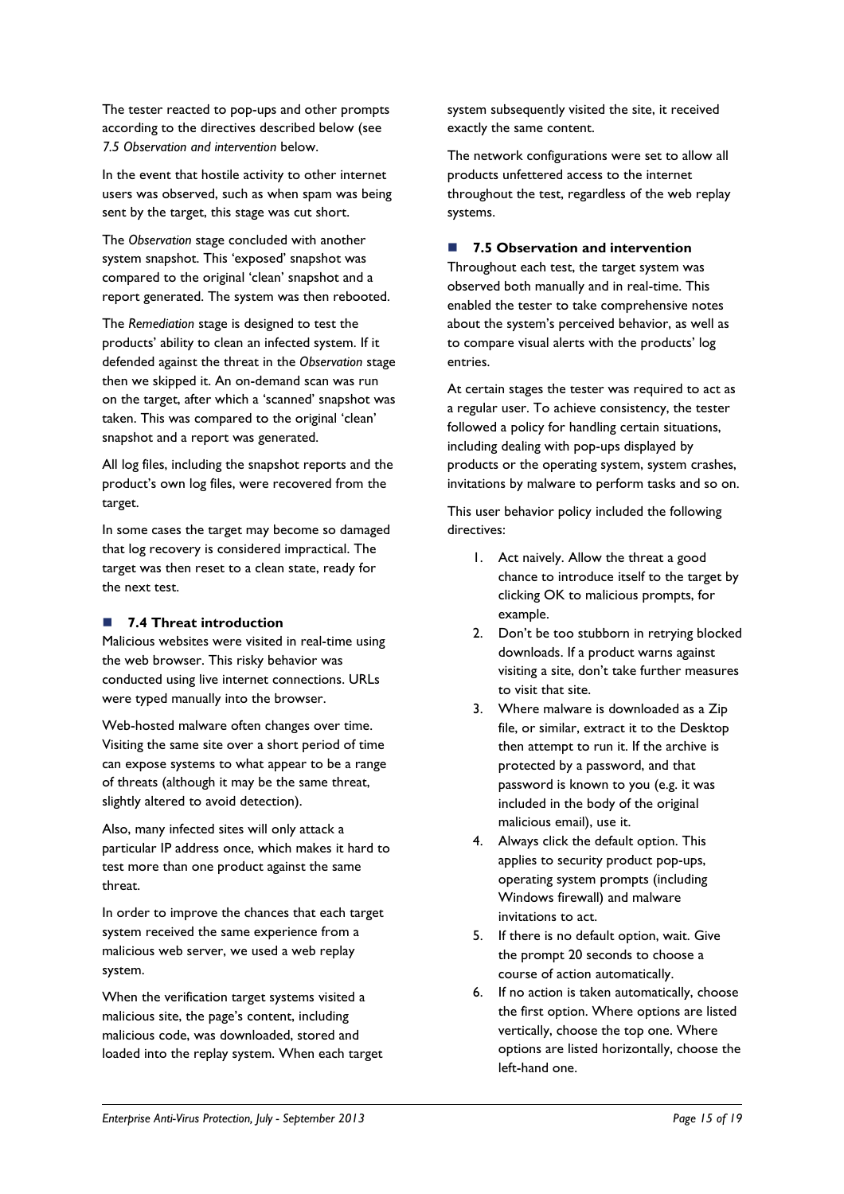The tester reacted to pop-ups and other prompts according to the directives described below (see *7.5 Observation and intervention* below.

In the event that hostile activity to other internet users was observed, such as when spam was being sent by the target, this stage was cut short.

The *Observation* stage concluded with another system snapshot. This 'exposed' snapshot was compared to the original 'clean' snapshot and a report generated. The system was then rebooted.

The *Remediation* stage is designed to test the products' ability to clean an infected system. If it defended against the threat in the *Observation* stage then we skipped it. An on-demand scan was run on the target, after which a 'scanned' snapshot was taken. This was compared to the original 'clean' snapshot and a report was generated.

All log files, including the snapshot reports and the product's own log files, were recovered from the target.

In some cases the target may become so damaged that log recovery is considered impractical. The target was then reset to a clean state, ready for the next test.

### 7.4 Threat introduction

Malicious websites were visited in real-time using the web browser. This risky behavior was conducted using live internet connections. URLs were typed manually into the browser.

Web-hosted malware often changes over time. Visiting the same site over a short period of time can expose systems to what appear to be a range of threats (although it may be the same threat, slightly altered to avoid detection).

Also, many infected sites will only attack a particular IP address once, which makes it hard to test more than one product against the same threat.

In order to improve the chances that each target system received the same experience from a malicious web server, we used a web replay system.

When the verification target systems visited a malicious site, the page's content, including malicious code, was downloaded, stored and loaded into the replay system. When each target system subsequently visited the site, it received exactly the same content.

The network configurations were set to allow all products unfettered access to the internet throughout the test, regardless of the web replay systems.

### 7.5 Observation and intervention

Throughout each test, the target system was observed both manually and in real-time. This enabled the tester to take comprehensive notes about the system's perceived behavior, as well as to compare visual alerts with the products' log entries.

At certain stages the tester was required to act as a regular user. To achieve consistency, the tester followed a policy for handling certain situations, including dealing with pop-ups displayed by products or the operating system, system crashes, invitations by malware to perform tasks and so on.

This user behavior policy included the following directives:

1. Act naively. Allow the threat a good chance to introduce itself to the target by clicking OK to malicious prompts, for example.
2. Don't be too stubborn in retrying blocked downloads. If a product warns against visiting a site, don't take further measures to visit that site.
3. Where malware is downloaded as a Zip file, or similar, extract it to the Desktop then attempt to run it. If the archive is protected by a password, and that password is known to you (e.g. it was included in the body of the original malicious email), use it.
4. Always click the default option. This applies to security product pop-ups, operating system prompts (including Windows firewall) and malware invitations to act.
5. If there is no default option, wait. Give the prompt 20 seconds to choose a course of action automatically.
6. If no action is taken automatically, choose the first option. Where options are listed vertically, choose the top one. Where options are listed horizontally, choose the left-hand one.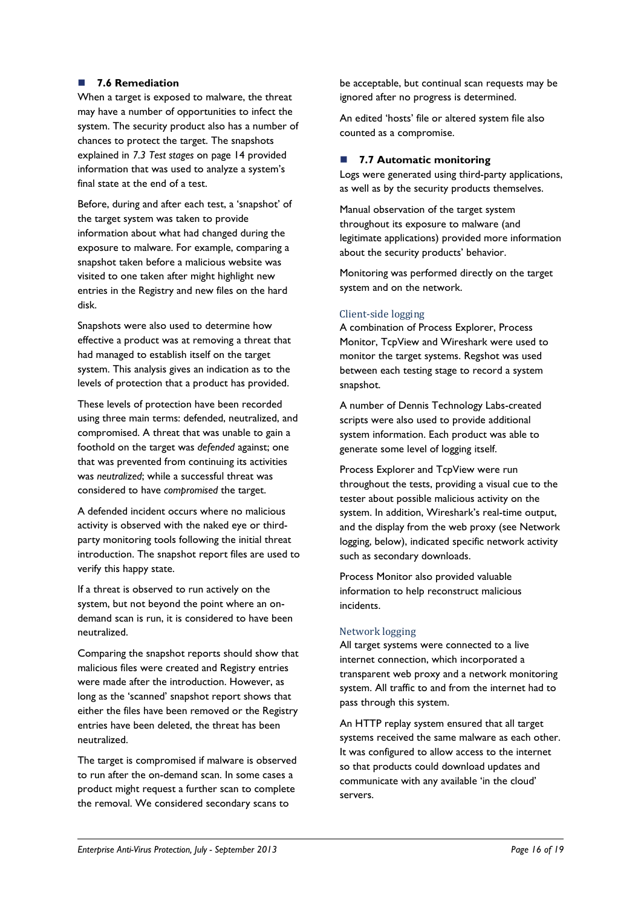## 7.6 Remediation

When a target is exposed to malware, the threat may have a number of opportunities to infect the system. The security product also has a number of chances to protect the target. The snapshots explained in *7.3 Test stages* on page 14 provided information that was used to analyze a system's final state at the end of a test.

Before, during and after each test, a 'snapshot' of the target system was taken to provide information about what had changed during the exposure to malware. For example, comparing a snapshot taken before a malicious website was visited to one taken after might highlight new entries in the Registry and new files on the hard disk.

Snapshots were also used to determine how effective a product was at removing a threat that had managed to establish itself on the target system. This analysis gives an indication as to the levels of protection that a product has provided.

These levels of protection have been recorded using three main terms: defended, neutralized, and compromised. A threat that was unable to gain a foothold on the target was *defended* against; one that was prevented from continuing its activities was *neutralized*; while a successful threat was considered to have *compromised* the target.

A defended incident occurs where no malicious activity is observed with the naked eye or third-party monitoring tools following the initial threat introduction. The snapshot report files are used to verify this happy state.

If a threat is observed to run actively on the system, but not beyond the point where an on-demand scan is run, it is considered to have been neutralized.

Comparing the snapshot reports should show that malicious files were created and Registry entries were made after the introduction. However, as long as the 'scanned' snapshot report shows that either the files have been removed or the Registry entries have been deleted, the threat has been neutralized.

The target is compromised if malware is observed to run after the on-demand scan. In some cases a product might request a further scan to complete the removal. We considered secondary scans to be acceptable, but continual scan requests may be ignored after no progress is determined.

An edited 'hosts' file or altered system file also counted as a compromise.

## 7.7 Automatic monitoring

Logs were generated using third-party applications, as well as by the security products themselves.

Manual observation of the target system throughout its exposure to malware (and legitimate applications) provided more information about the security products' behavior.

Monitoring was performed directly on the target system and on the network.

### Client-side logging

A combination of Process Explorer, Process Monitor, TcpView and Wireshark were used to monitor the target systems. Regshot was used between each testing stage to record a system snapshot.

A number of Dennis Technology Labs-created scripts were also used to provide additional system information. Each product was able to generate some level of logging itself.

Process Explorer and TcpView were run throughout the tests, providing a visual cue to the tester about possible malicious activity on the system. In addition, Wireshark's real-time output, and the display from the web proxy (see Network logging, below), indicated specific network activity such as secondary downloads.

Process Monitor also provided valuable information to help reconstruct malicious incidents.

### Network logging

All target systems were connected to a live internet connection, which incorporated a transparent web proxy and a network monitoring system. All traffic to and from the internet had to pass through this system.

An HTTP replay system ensured that all target systems received the same malware as each other. It was configured to allow access to the internet so that products could download updates and communicate with any available 'in the cloud' servers.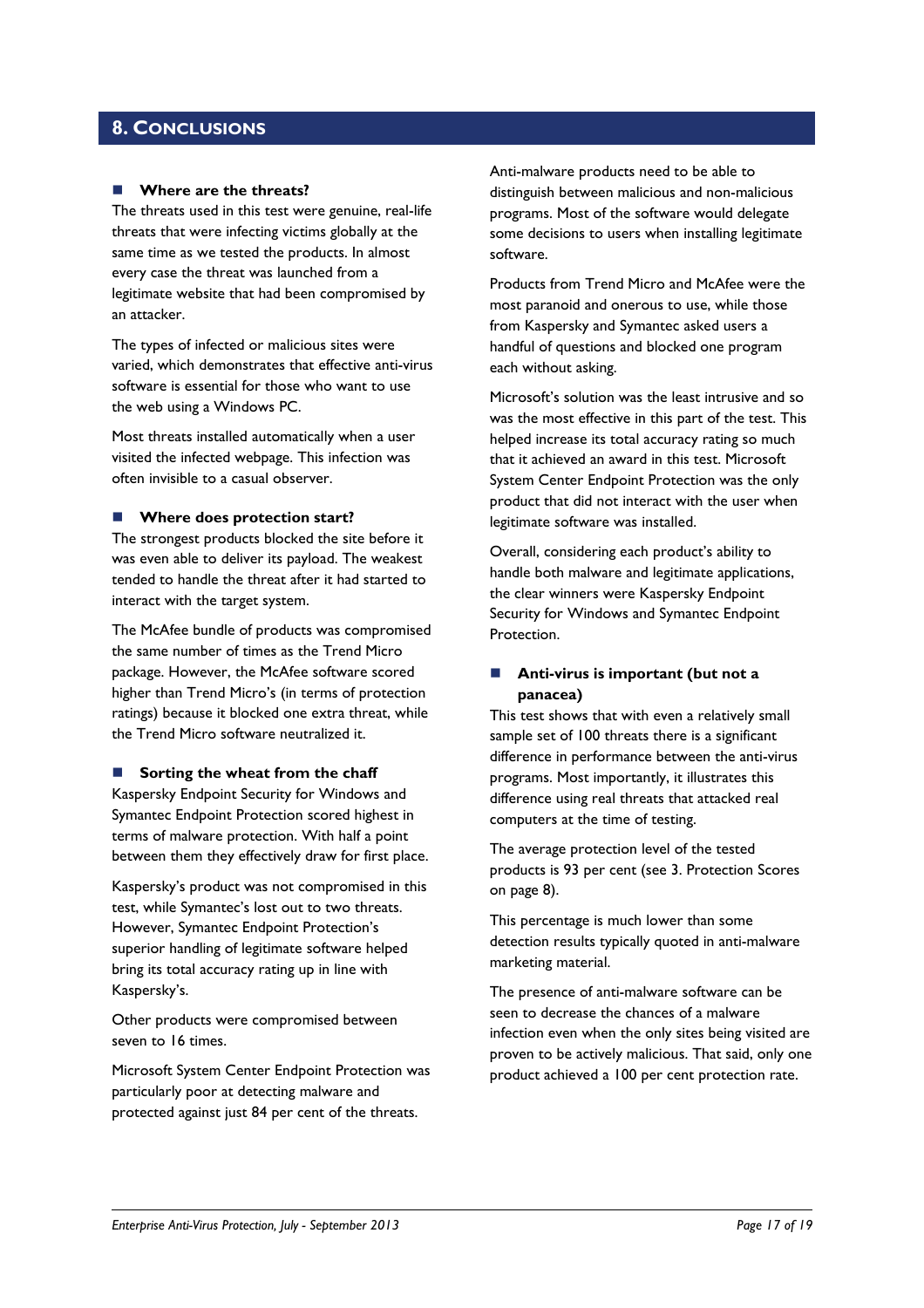## 8. Conclusions

### Where are the threats?

The threats used in this test were genuine, real-life threats that were infecting victims globally at the same time as we tested the products. In almost every case the threat was launched from a legitimate website that had been compromised by an attacker.

The types of infected or malicious sites were varied, which demonstrates that effective anti-virus software is essential for those who want to use the web using a Windows PC.

Most threats installed automatically when a user visited the infected webpage. This infection was often invisible to a casual observer.

### Where does protection start?

The strongest products blocked the site before it was even able to deliver its payload. The weakest tended to handle the threat after it had started to interact with the target system.

The McAfee bundle of products was compromised the same number of times as the Trend Micro package. However, the McAfee software scored higher than Trend Micro's (in terms of protection ratings) because it blocked one extra threat, while the Trend Micro software neutralized it.

### Sorting the wheat from the chaff

Kaspersky Endpoint Security for Windows and Symantec Endpoint Protection scored highest in terms of malware protection. With half a point between them they effectively draw for first place.

Kaspersky's product was not compromised in this test, while Symantec's lost out to two threats. However, Symantec Endpoint Protection's superior handling of legitimate software helped bring its total accuracy rating up in line with Kaspersky's.

Other products were compromised between seven to 16 times.

Microsoft System Center Endpoint Protection was particularly poor at detecting malware and protected against just 84 per cent of the threats.

Anti-malware products need to be able to distinguish between malicious and non-malicious programs. Most of the software would delegate some decisions to users when installing legitimate software.

Products from Trend Micro and McAfee were the most paranoid and onerous to use, while those from Kaspersky and Symantec asked users a handful of questions and blocked one program each without asking.

Microsoft's solution was the least intrusive and so was the most effective in this part of the test. This helped increase its total accuracy rating so much that it achieved an award in this test. Microsoft System Center Endpoint Protection was the only product that did not interact with the user when legitimate software was installed.

Overall, considering each product's ability to handle both malware and legitimate applications, the clear winners were Kaspersky Endpoint Security for Windows and Symantec Endpoint Protection.

### Anti-virus is important (but not a panacea)

This test shows that with even a relatively small sample set of 100 threats there is a significant difference in performance between the anti-virus programs. Most importantly, it illustrates this difference using real threats that attacked real computers at the time of testing.

The average protection level of the tested products is 93 per cent (see 3. Protection Scores on page 8).

This percentage is much lower than some detection results typically quoted in anti-malware marketing material.

The presence of anti-malware software can be seen to decrease the chances of a malware infection even when the only sites being visited are proven to be actively malicious. That said, only one product achieved a 100 per cent protection rate.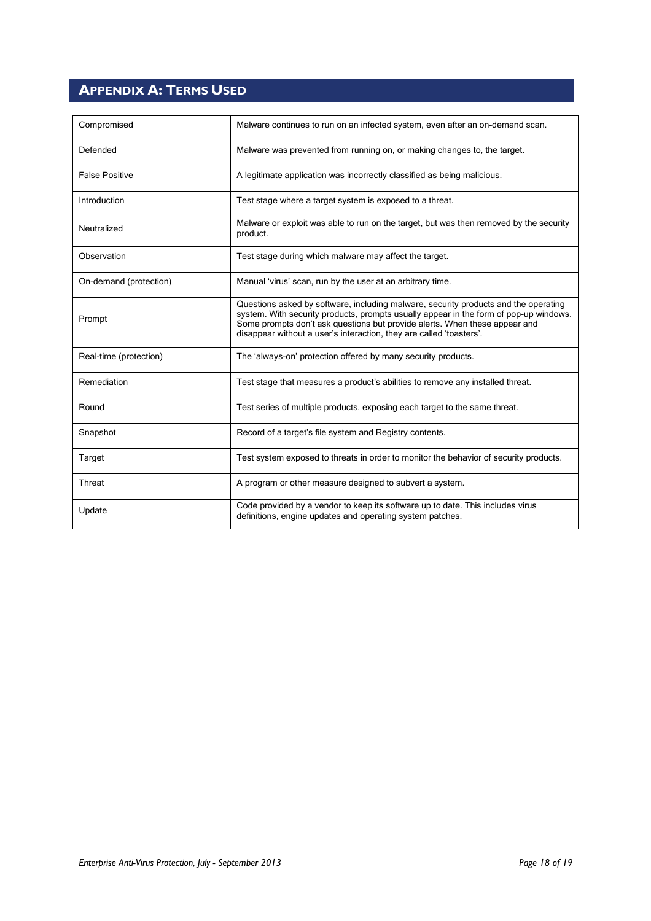## Appendix A: Terms Used

| | |
|---|---|
| Compromised | Malware continues to run on an infected system, even after an on-demand scan. |
| Defended | Malware was prevented from running on, or making changes to, the target. |
| False Positive | A legitimate application was incorrectly classified as being malicious. |
| Introduction | Test stage where a target system is exposed to a threat. |
| Neutralized | Malware or exploit was able to run on the target, but was then removed by the security product. |
| Observation | Test stage during which malware may affect the target. |
| On-demand (protection) | Manual 'virus' scan, run by the user at an arbitrary time. |
| Prompt | Questions asked by software, including malware, security products and the operating system. With security products, prompts usually appear in the form of pop-up windows. Some prompts don't ask questions but provide alerts. When these appear and disappear without a user's interaction, they are called 'toasters'. |
| Real-time (protection) | The 'always-on' protection offered by many security products. |
| Remediation | Test stage that measures a product's abilities to remove any installed threat. |
| Round | Test series of multiple products, exposing each target to the same threat. |
| Snapshot | Record of a target's file system and Registry contents. |
| Target | Test system exposed to threats in order to monitor the behavior of security products. |
| Threat | A program or other measure designed to subvert a system. |
| Update | Code provided by a vendor to keep its software up to date. This includes virus definitions, engine updates and operating system patches. |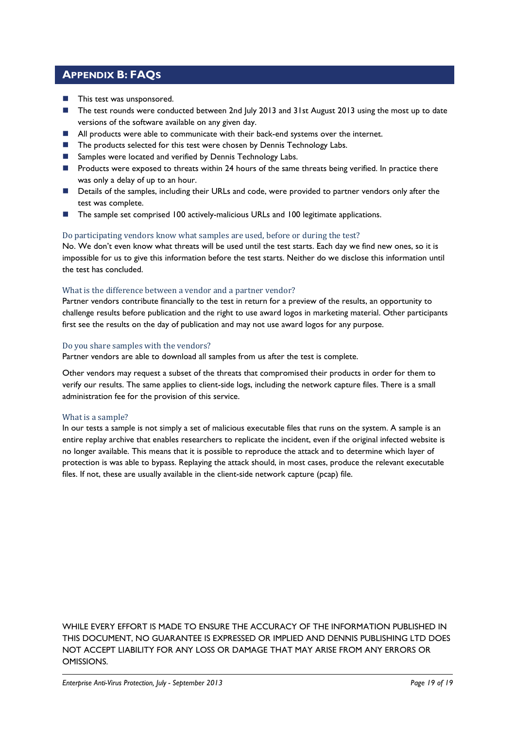## Appendix B: FAQs

- This test was unsponsored.
- The test rounds were conducted between 2nd July 2013 and 31st August 2013 using the most up to date versions of the software available on any given day.
- All products were able to communicate with their back-end systems over the internet.
- The products selected for this test were chosen by Dennis Technology Labs.
- Samples were located and verified by Dennis Technology Labs.
- Products were exposed to threats within 24 hours of the same threats being verified. In practice there was only a delay of up to an hour.
- Details of the samples, including their URLs and code, were provided to partner vendors only after the test was complete.
- The sample set comprised 100 actively-malicious URLs and 100 legitimate applications.

### Do participating vendors know what samples are used, before or during the test?

No. We don't even know what threats will be used until the test starts. Each day we find new ones, so it is impossible for us to give this information before the test starts. Neither do we disclose this information until the test has concluded.

### What is the difference between a vendor and a partner vendor?

Partner vendors contribute financially to the test in return for a preview of the results, an opportunity to challenge results before publication and the right to use award logos in marketing material. Other participants first see the results on the day of publication and may not use award logos for any purpose.

### Do you share samples with the vendors?

Partner vendors are able to download all samples from us after the test is complete.

Other vendors may request a subset of the threats that compromised their products in order for them to verify our results. The same applies to client-side logs, including the network capture files. There is a small administration fee for the provision of this service.

### What is a sample?

In our tests a sample is not simply a set of malicious executable files that runs on the system. A sample is an entire replay archive that enables researchers to replicate the incident, even if the original infected website is no longer available. This means that it is possible to reproduce the attack and to determine which layer of protection is was able to bypass. Replaying the attack should, in most cases, produce the relevant executable files. If not, these are usually available in the client-side network capture (pcap) file.

WHILE EVERY EFFORT IS MADE TO ENSURE THE ACCURACY OF THE INFORMATION PUBLISHED IN THIS DOCUMENT, NO GUARANTEE IS EXPRESSED OR IMPLIED AND DENNIS PUBLISHING LTD DOES NOT ACCEPT LIABILITY FOR ANY LOSS OR DAMAGE THAT MAY ARISE FROM ANY ERRORS OR OMISSIONS.